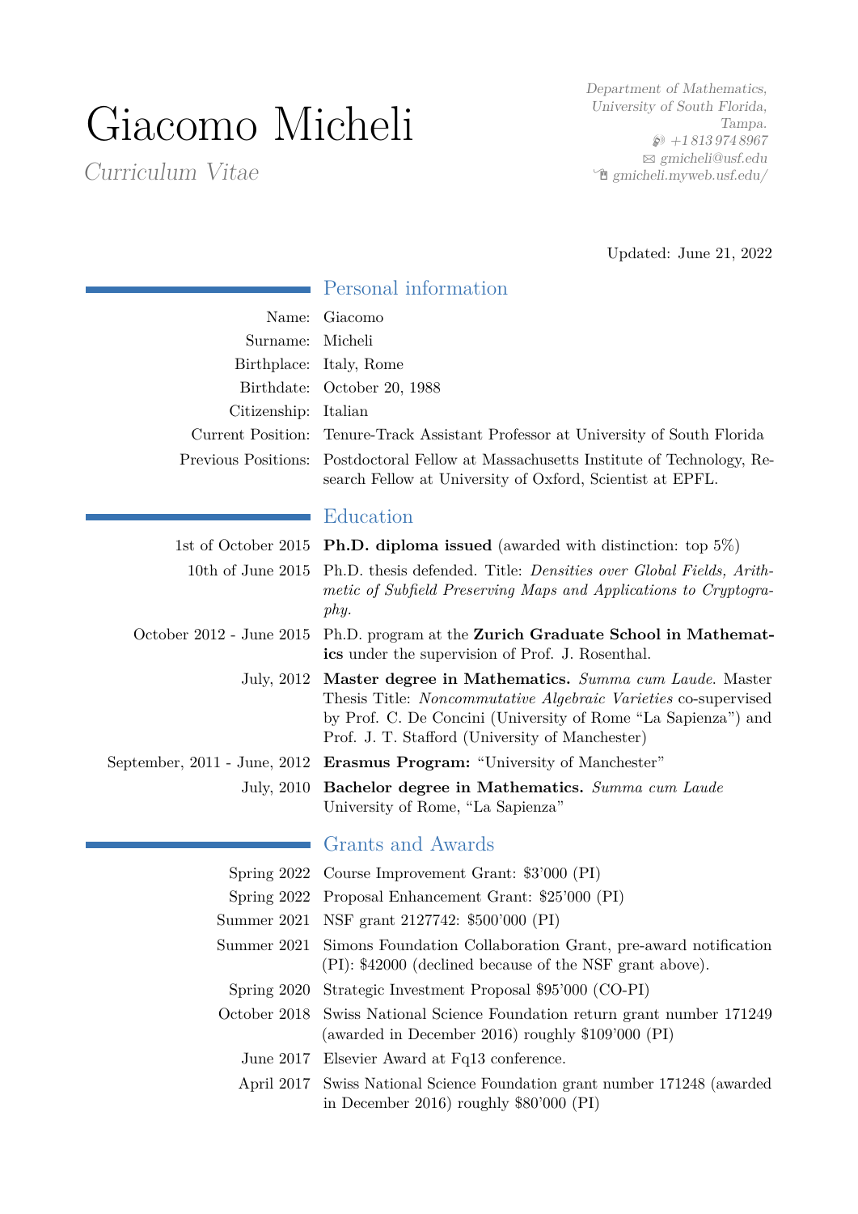# Giacomo Micheli

*Curriculum Vitae*

*Department of Mathematics,*
*University of South Florida,*
*Tampa.*
*+1 813 974 8967*
*gmicheli@usf.edu*
*gmicheli.myweb.usf.edu/*

Updated: June 21, 2022

## Personal information

| | |
|---|---|
| Name: | Giacomo |
| Surname: | Micheli |
| Birthplace: | Italy, Rome |
| Birthdate: | October 20, 1988 |
| Citizenship: | Italian |
| Current Position: | Tenure-Track Assistant Professor at University of South Florida |
| Previous Positions: | Postdoctoral Fellow at Massachusetts Institute of Technology, Research Fellow at University of Oxford, Scientist at EPFL. |

## Education

| | |
|---|---|
| 1st of October 2015 | **Ph.D. diploma issued** (awarded with distinction: top 5%) |
| 10th of June 2015 | Ph.D. thesis defended. Title: *Densities over Global Fields, Arithmetic of Subfield Preserving Maps and Applications to Cryptography.* |
| October 2012 - June 2015 | Ph.D. program at the **Zurich Graduate School in Mathematics** under the supervision of Prof. J. Rosenthal. |
| July, 2012 | **Master degree in Mathematics.** *Summa cum Laude.* Master Thesis Title: *Noncommutative Algebraic Varieties* co-supervised by Prof. C. De Concini (University of Rome "La Sapienza") and Prof. J. T. Stafford (University of Manchester) |
| September, 2011 - June, 2012 | **Erasmus Program:** "University of Manchester" |
| July, 2010 | **Bachelor degree in Mathematics.** *Summa cum Laude* University of Rome, "La Sapienza" |

## Grants and Awards

| | |
|---|---|
| Spring 2022 | Course Improvement Grant: $3'000 (PI) |
| Spring 2022 | Proposal Enhancement Grant: $25'000 (PI) |
| Summer 2021 | NSF grant 2127742: $500'000 (PI) |
| Summer 2021 | Simons Foundation Collaboration Grant, pre-award notification (PI): $42000 (declined because of the NSF grant above). |
| Spring 2020 | Strategic Investment Proposal $95'000 (CO-PI) |
| October 2018 | Swiss National Science Foundation return grant number 171249 (awarded in December 2016) roughly $109'000 (PI) |
| June 2017 | Elsevier Award at Fq13 conference. |
| April 2017 | Swiss National Science Foundation grant number 171248 (awarded in December 2016) roughly $80'000 (PI) |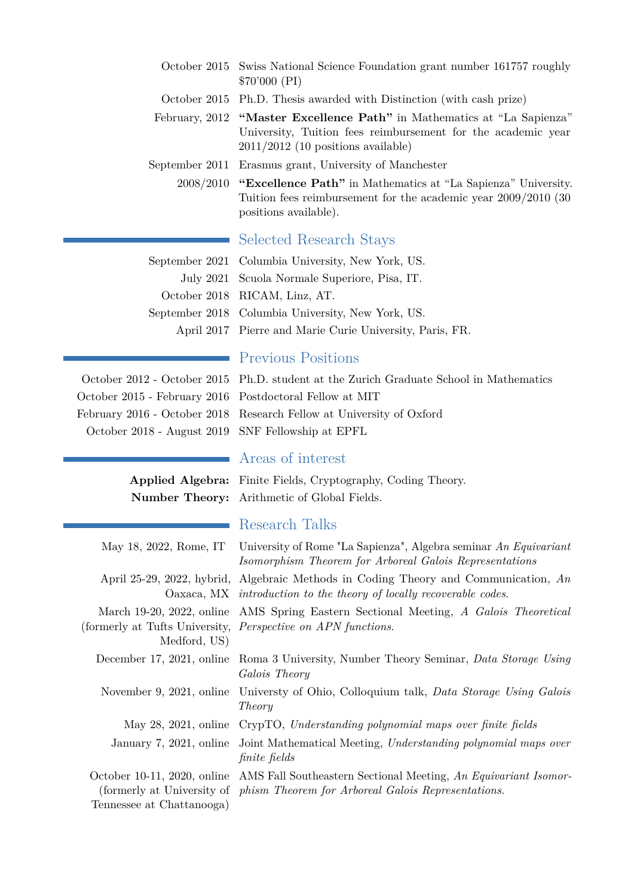October 2015 Swiss National Science Foundation grant number 161757 roughly $70'000 (PI)

October 2015 Ph.D. Thesis awarded with Distinction (with cash prize)

February, 2012 **"Master Excellence Path"** in Mathematics at "La Sapienza" University, Tuition fees reimbursement for the academic year 2011/2012 (10 positions available)

September 2011 Erasmus grant, University of Manchester

2008/2010 **"Excellence Path"** in Mathematics at "La Sapienza" University. Tuition fees reimbursement for the academic year 2009/2010 (30 positions available).

## Selected Research Stays

September 2021 Columbia University, New York, US.

July 2021 Scuola Normale Superiore, Pisa, IT.

October 2018 RICAM, Linz, AT.

September 2018 Columbia University, New York, US.

April 2017 Pierre and Marie Curie University, Paris, FR.

## Previous Positions

October 2012 - October 2015 Ph.D. student at the Zurich Graduate School in Mathematics

October 2015 - February 2016 Postdoctoral Fellow at MIT

February 2016 - October 2018 Research Fellow at University of Oxford

October 2018 - August 2019 SNF Fellowship at EPFL

## Areas of interest

**Applied Algebra:** Finite Fields, Cryptography, Coding Theory.

**Number Theory:** Arithmetic of Global Fields.

## Research Talks

May 18, 2022, Rome, IT University of Rome "La Sapienza", Algebra seminar *An Equivariant Isomorphism Theorem for Arboreal Galois Representations*

April 25-29, 2022, hybrid, Oaxaca, MX Algebraic Methods in Coding Theory and Communication, *An introduction to the theory of locally recoverable codes*.

March 19-20, 2022, online (formerly at Tufts University, Medford, US) AMS Spring Eastern Sectional Meeting, *A Galois Theoretical Perspective on APN functions*.

December 17, 2021, online Roma 3 University, Number Theory Seminar, *Data Storage Using Galois Theory*

November 9, 2021, online Universty of Ohio, Colloquium talk, *Data Storage Using Galois Theory*

May 28, 2021, online CrypTO, *Understanding polynomial maps over finite fields*

January 7, 2021, online Joint Mathematical Meeting, *Understanding polynomial maps over finite fields*

October 10-11, 2020, online (formerly at University of Tennessee at Chattanooga) AMS Fall Southeastern Sectional Meeting, *An Equivariant Isomorphism Theorem for Arboreal Galois Representations*.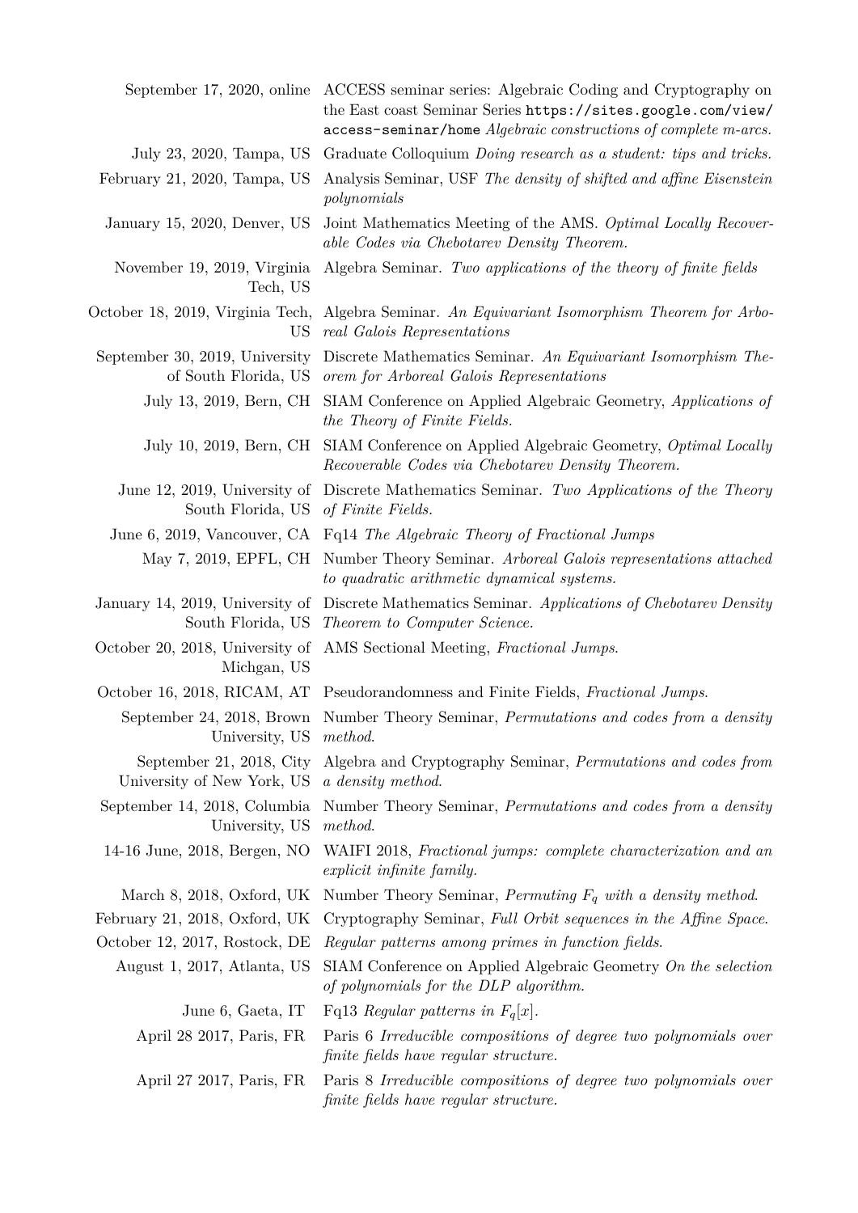| | |
|---|---|
| September 17, 2020, online | ACCESS seminar series: Algebraic Coding and Cryptography on the East coast Seminar Series `https://sites.google.com/view/access-seminar/home` *Algebraic constructions of complete m-arcs.* |
| July 23, 2020, Tampa, US | Graduate Colloquium *Doing research as a student: tips and tricks.* |
| February 21, 2020, Tampa, US | Analysis Seminar, USF *The density of shifted and affine Eisenstein polynomials* |
| January 15, 2020, Denver, US | Joint Mathematics Meeting of the AMS. *Optimal Locally Recoverable Codes via Chebotarev Density Theorem.* |
| November 19, 2019, Virginia Tech, US | Algebra Seminar. *Two applications of the theory of finite fields* |
| October 18, 2019, Virginia Tech, US | Algebra Seminar. *An Equivariant Isomorphism Theorem for Arboreal Galois Representations* |
| September 30, 2019, University of South Florida, US | Discrete Mathematics Seminar. *An Equivariant Isomorphism Theorem for Arboreal Galois Representations* |
| July 13, 2019, Bern, CH | SIAM Conference on Applied Algebraic Geometry, *Applications of the Theory of Finite Fields.* |
| July 10, 2019, Bern, CH | SIAM Conference on Applied Algebraic Geometry, *Optimal Locally Recoverable Codes via Chebotarev Density Theorem.* |
| June 12, 2019, University of South Florida, US | Discrete Mathematics Seminar. *Two Applications of the Theory of Finite Fields.* |
| June 6, 2019, Vancouver, CA | Fq14 *The Algebraic Theory of Fractional Jumps* |
| May 7, 2019, EPFL, CH | Number Theory Seminar. *Arboreal Galois representations attached to quadratic arithmetic dynamical systems.* |
| January 14, 2019, University of South Florida, US | Discrete Mathematics Seminar. *Applications of Chebotarev Density Theorem to Computer Science.* |
| October 20, 2018, University of Michgan, US | AMS Sectional Meeting, *Fractional Jumps*. |
| October 16, 2018, RICAM, AT | Pseudorandomness and Finite Fields, *Fractional Jumps*. |
| September 24, 2018, Brown University, US | Number Theory Seminar, *Permutations and codes from a density method*. |
| September 21, 2018, City University of New York, US | Algebra and Cryptography Seminar, *Permutations and codes from a density method*. |
| September 14, 2018, Columbia University, US | Number Theory Seminar, *Permutations and codes from a density method*. |
| 14-16 June, 2018, Bergen, NO | WAIFI 2018, *Fractional jumps: complete characterization and an explicit infinite family.* |
| March 8, 2018, Oxford, UK | Number Theory Seminar, *Permuting* $F_q$ *with a density method*. |
| February 21, 2018, Oxford, UK | Cryptography Seminar, *Full Orbit sequences in the Affine Space.* |
| October 12, 2017, Rostock, DE | *Regular patterns among primes in function fields*. |
| August 1, 2017, Atlanta, US | SIAM Conference on Applied Algebraic Geometry *On the selection of polynomials for the DLP algorithm.* |
| June 6, Gaeta, IT | Fq13 *Regular patterns in* $F_q[x]$. |
| April 28 2017, Paris, FR | Paris 6 *Irreducible compositions of degree two polynomials over finite fields have regular structure.* |
| April 27 2017, Paris, FR | Paris 8 *Irreducible compositions of degree two polynomials over finite fields have regular structure.* |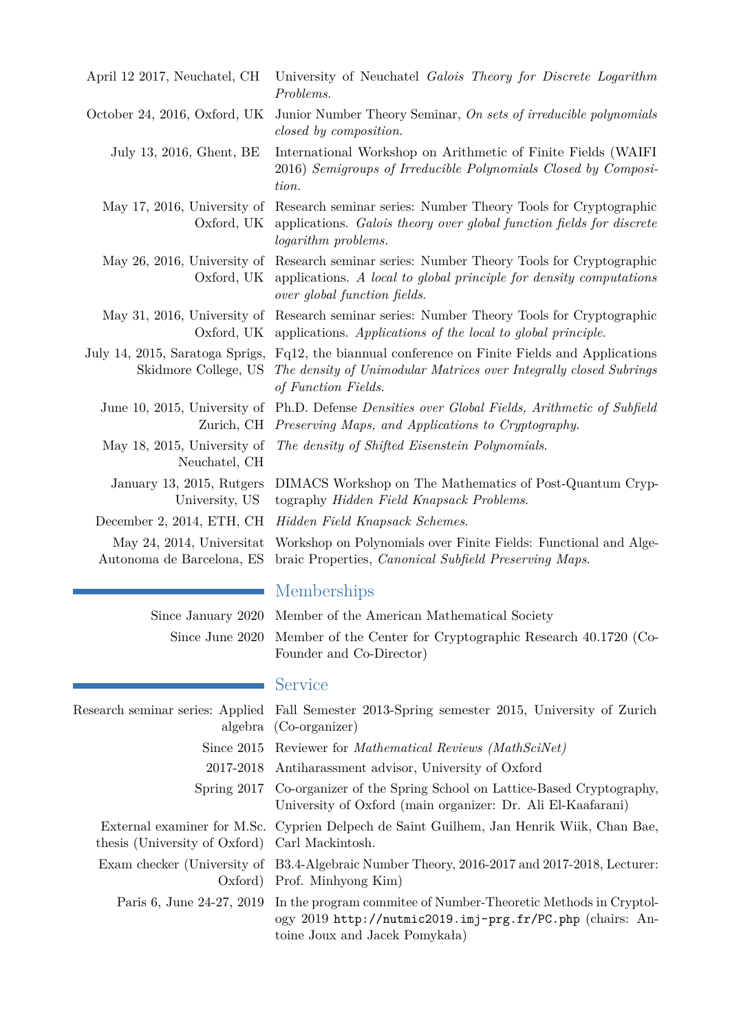April 12 2017, Neuchatel, CH — University of Neuchatel *Galois Theory for Discrete Logarithm Problems.*

October 24, 2016, Oxford, UK — Junior Number Theory Seminar, *On sets of irreducible polynomials closed by composition.*

July 13, 2016, Ghent, BE — International Workshop on Arithmetic of Finite Fields (WAIFI 2016) *Semigroups of Irreducible Polynomials Closed by Composition.*

May 17, 2016, University of Oxford, UK — Research seminar series: Number Theory Tools for Cryptographic applications. *Galois theory over global function fields for discrete logarithm problems.*

May 26, 2016, University of Oxford, UK — Research seminar series: Number Theory Tools for Cryptographic applications. *A local to global principle for density computations over global function fields.*

May 31, 2016, University of Oxford, UK — Research seminar series: Number Theory Tools for Cryptographic applications. *Applications of the local to global principle.*

July 14, 2015, Saratoga Sprigs, Skidmore College, US — Fq12, the biannual conference on Finite Fields and Applications *The density of Unimodular Matrices over Integrally closed Subrings of Function Fields.*

June 10, 2015, University of Zurich, CH — Ph.D. Defense *Densities over Global Fields, Arithmetic of Subfield Preserving Maps, and Applications to Cryptography.*

May 18, 2015, University of Neuchatel, CH — *The density of Shifted Eisenstein Polynomials.*

January 13, 2015, Rutgers University, US — DIMACS Workshop on The Mathematics of Post-Quantum Cryptography *Hidden Field Knapsack Problems.*

December 2, 2014, ETH, CH — *Hidden Field Knapsack Schemes.*

May 24, 2014, Universitat Autonoma de Barcelona, ES — Workshop on Polynomials over Finite Fields: Functional and Algebraic Properties, *Canonical Subfield Preserving Maps.*

## Memberships

Since January 2020 — Member of the American Mathematical Society

Since June 2020 — Member of the Center for Cryptographic Research 40.1720 (Co-Founder and Co-Director)

## Service

Research seminar series: Applied algebra — Fall Semester 2013-Spring semester 2015, University of Zurich (Co-organizer)

Since 2015 — Reviewer for *Mathematical Reviews (MathSciNet)*

2017-2018 — Antiharassment advisor, University of Oxford

Spring 2017 — Co-organizer of the Spring School on Lattice-Based Cryptography, University of Oxford (main organizer: Dr. Ali El-Kaafarani)

External examiner for M.Sc. thesis (University of Oxford) — Cyprien Delpech de Saint Guilhem, Jan Henrik Wiik, Chan Bae, Carl Mackintosh.

Exam checker (University of Oxford) — B3.4-Algebraic Number Theory, 2016-2017 and 2017-2018, Lecturer: Prof. Minhyong Kim)

Paris 6, June 24-27, 2019 — In the program commitee of Number-Theoretic Methods in Cryptology 2019 `http://nutmic2019.imj-prg.fr/PC.php` (chairs: Antoine Joux and Jacek Pomykała)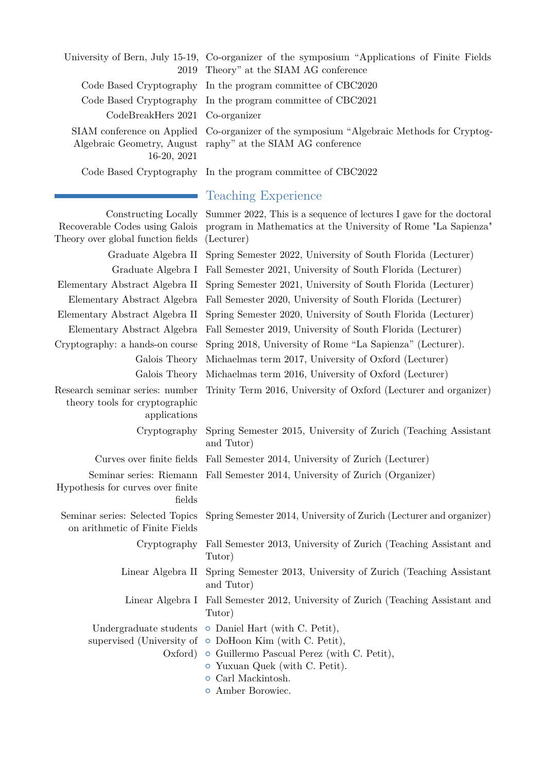| | |
|---|---|
| University of Bern, July 15-19, 2019 | Co-organizer of the symposium "Applications of Finite Fields Theory" at the SIAM AG conference |
| Code Based Cryptography | In the program committee of CBC2020 |
| Code Based Cryptography | In the program committee of CBC2021 |
| CodeBreakHers 2021 | Co-organizer |
| SIAM conference on Applied Algebraic Geometry, August 16-20, 2021 | Co-organizer of the symposium "Algebraic Methods for Cryptography" at the SIAM AG conference |
| Code Based Cryptography | In the program committee of CBC2022 |

## Teaching Experience

| | |
|---|---|
| Constructing Locally Recoverable Codes using Galois Theory over global function fields | Summer 2022, This is a sequence of lectures I gave for the doctoral program in Mathematics at the University of Rome "La Sapienza" (Lecturer) |
| Graduate Algebra II | Spring Semester 2022, University of South Florida (Lecturer) |
| Graduate Algebra I | Fall Semester 2021, University of South Florida (Lecturer) |
| Elementary Abstract Algebra II | Spring Semester 2021, University of South Florida (Lecturer) |
| Elementary Abstract Algebra | Fall Semester 2020, University of South Florida (Lecturer) |
| Elementary Abstract Algebra II | Spring Semester 2020, University of South Florida (Lecturer) |
| Elementary Abstract Algebra | Fall Semester 2019, University of South Florida (Lecturer) |
| Cryptography: a hands-on course | Spring 2018, University of Rome "La Sapienza" (Lecturer). |
| Galois Theory | Michaelmas term 2017, University of Oxford (Lecturer) |
| Galois Theory | Michaelmas term 2016, University of Oxford (Lecturer) |
| Research seminar series: number theory tools for cryptographic applications | Trinity Term 2016, University of Oxford (Lecturer and organizer) |
| Cryptography | Spring Semester 2015, University of Zurich (Teaching Assistant and Tutor) |
| Curves over finite fields | Fall Semester 2014, University of Zurich (Lecturer) |
| Seminar series: Riemann Hypothesis for curves over finite fields | Fall Semester 2014, University of Zurich (Organizer) |
| Seminar series: Selected Topics on arithmetic of Finite Fields | Spring Semester 2014, University of Zurich (Lecturer and organizer) |
| Cryptography | Fall Semester 2013, University of Zurich (Teaching Assistant and Tutor) |
| Linear Algebra II | Spring Semester 2013, University of Zurich (Teaching Assistant and Tutor) |
| Linear Algebra I | Fall Semester 2012, University of Zurich (Teaching Assistant and Tutor) |

**Undergraduate students supervised (University of Oxford)**

- Daniel Hart (with C. Petit),
- DoHoon Kim (with C. Petit),
- Guillermo Pascual Perez (with C. Petit),
- Yuxuan Quek (with C. Petit).
- Carl Mackintosh.
- Amber Borowiec.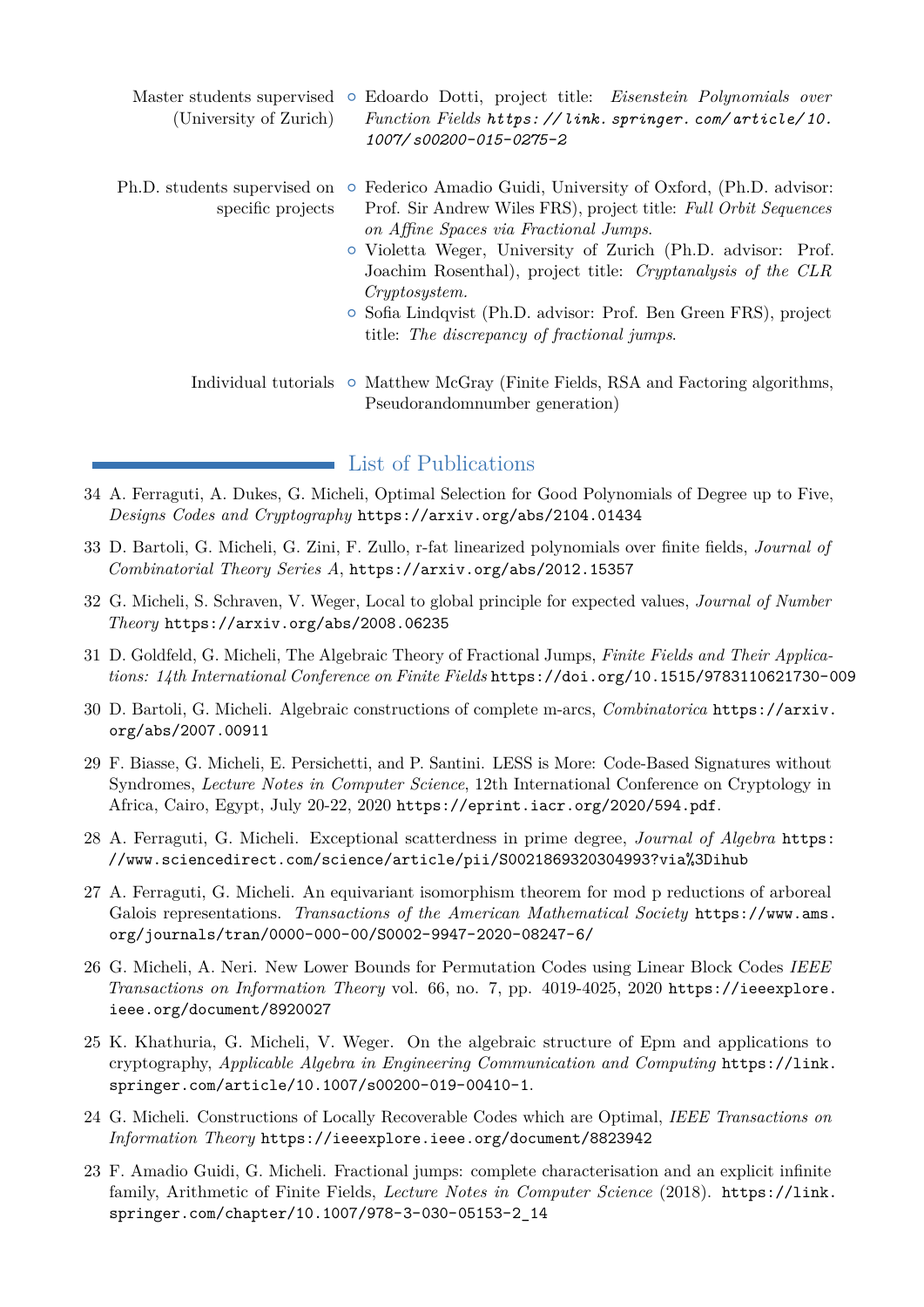**Master students supervised (University of Zurich)**

- Edoardo Dotti, project title: *Eisenstein Polynomials over Function Fields* *https://link.springer.com/article/10.1007/s00200-015-0275-2*

**Ph.D. students supervised on specific projects**

- Federico Amadio Guidi, University of Oxford, (Ph.D. advisor: Prof. Sir Andrew Wiles FRS), project title: *Full Orbit Sequences on Affine Spaces via Fractional Jumps*.
- Violetta Weger, University of Zurich (Ph.D. advisor: Prof. Joachim Rosenthal), project title: *Cryptanalysis of the CLR Cryptosystem.*
- Sofia Lindqvist (Ph.D. advisor: Prof. Ben Green FRS), project title: *The discrepancy of fractional jumps*.

**Individual tutorials**

- Matthew McGray (Finite Fields, RSA and Factoring algorithms, Pseudorandomnumber generation)

## List of Publications

34 A. Ferraguti, A. Dukes, G. Micheli, Optimal Selection for Good Polynomials of Degree up to Five, *Designs Codes and Cryptography* https://arxiv.org/abs/2104.01434

33 D. Bartoli, G. Micheli, G. Zini, F. Zullo, r-fat linearized polynomials over finite fields, *Journal of Combinatorial Theory Series A*, https://arxiv.org/abs/2012.15357

32 G. Micheli, S. Schraven, V. Weger, Local to global principle for expected values, *Journal of Number Theory* https://arxiv.org/abs/2008.06235

31 D. Goldfeld, G. Micheli, The Algebraic Theory of Fractional Jumps, *Finite Fields and Their Applications: 14th International Conference on Finite Fields* https://doi.org/10.1515/9783110621730-009

30 D. Bartoli, G. Micheli. Algebraic constructions of complete m-arcs, *Combinatorica* https://arxiv.org/abs/2007.00911

29 F. Biasse, G. Micheli, E. Persichetti, and P. Santini. LESS is More: Code-Based Signatures without Syndromes, *Lecture Notes in Computer Science*, 12th International Conference on Cryptology in Africa, Cairo, Egypt, July 20-22, 2020 https://eprint.iacr.org/2020/594.pdf.

28 A. Ferraguti, G. Micheli. Exceptional scatterdness in prime degree, *Journal of Algebra* https://www.sciencedirect.com/science/article/pii/S0021869320304993?via%3Dihub

27 A. Ferraguti, G. Micheli. An equivariant isomorphism theorem for mod p reductions of arboreal Galois representations. *Transactions of the American Mathematical Society* https://www.ams.org/journals/tran/0000-000-00/S0002-9947-2020-08247-6/

26 G. Micheli, A. Neri. New Lower Bounds for Permutation Codes using Linear Block Codes *IEEE Transactions on Information Theory* vol. 66, no. 7, pp. 4019-4025, 2020 https://ieeexplore.ieee.org/document/8920027

25 K. Khathuria, G. Micheli, V. Weger. On the algebraic structure of Epm and applications to cryptography, *Applicable Algebra in Engineering Communication and Computing* https://link.springer.com/article/10.1007/s00200-019-00410-1.

24 G. Micheli. Constructions of Locally Recoverable Codes which are Optimal, *IEEE Transactions on Information Theory* https://ieeexplore.ieee.org/document/8823942

23 F. Amadio Guidi, G. Micheli. Fractional jumps: complete characterisation and an explicit infinite family, Arithmetic of Finite Fields, *Lecture Notes in Computer Science* (2018). https://link.springer.com/chapter/10.1007/978-3-030-05153-2_14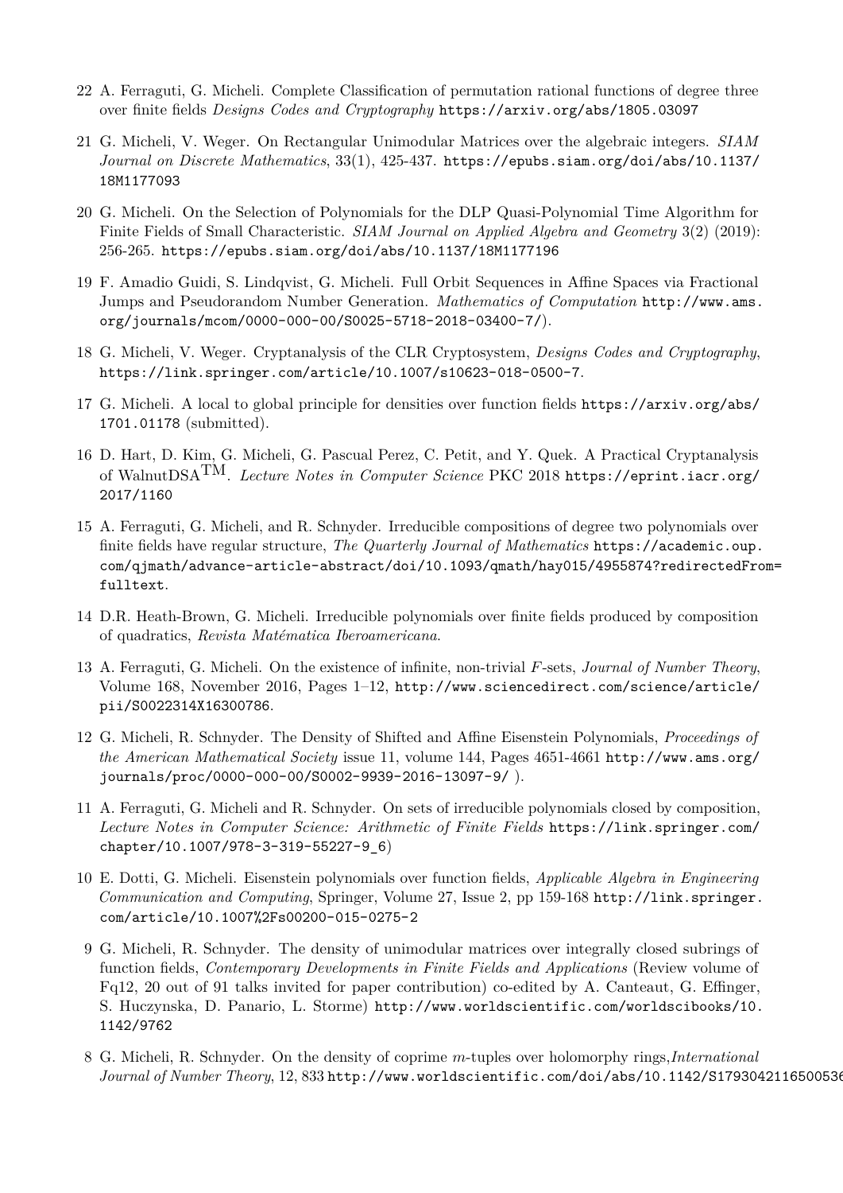22 A. Ferraguti, G. Micheli. Complete Classification of permutation rational functions of degree three over finite fields *Designs Codes and Cryptography* https://arxiv.org/abs/1805.03097

21 G. Micheli, V. Weger. On Rectangular Unimodular Matrices over the algebraic integers. *SIAM Journal on Discrete Mathematics*, 33(1), 425-437. https://epubs.siam.org/doi/abs/10.1137/18M1177093

20 G. Micheli. On the Selection of Polynomials for the DLP Quasi-Polynomial Time Algorithm for Finite Fields of Small Characteristic. *SIAM Journal on Applied Algebra and Geometry* 3(2) (2019): 256-265. https://epubs.siam.org/doi/abs/10.1137/18M1177196

19 F. Amadio Guidi, S. Lindqvist, G. Micheli. Full Orbit Sequences in Affine Spaces via Fractional Jumps and Pseudorandom Number Generation. *Mathematics of Computation* http://www.ams.org/journals/mcom/0000-000-00/S0025-5718-2018-03400-7/).

18 G. Micheli, V. Weger. Cryptanalysis of the CLR Cryptosystem, *Designs Codes and Cryptography*, https://link.springer.com/article/10.1007/s10623-018-0500-7.

17 G. Micheli. A local to global principle for densities over function fields https://arxiv.org/abs/1701.01178 (submitted).

16 D. Hart, D. Kim, G. Micheli, G. Pascual Perez, C. Petit, and Y. Quek. A Practical Cryptanalysis of WalnutDSA$^{\text{TM}}$. *Lecture Notes in Computer Science* PKC 2018 https://eprint.iacr.org/2017/1160

15 A. Ferraguti, G. Micheli, and R. Schnyder. Irreducible compositions of degree two polynomials over finite fields have regular structure, *The Quarterly Journal of Mathematics* https://academic.oup.com/qjmath/advance-article-abstract/doi/10.1093/qmath/hay015/4955874?redirectedFrom=fulltext.

14 D.R. Heath-Brown, G. Micheli. Irreducible polynomials over finite fields produced by composition of quadratics, *Revista Matématica Iberoamericana*.

13 A. Ferraguti, G. Micheli. On the existence of infinite, non-trivial $F$-sets, *Journal of Number Theory*, Volume 168, November 2016, Pages 1–12, http://www.sciencedirect.com/science/article/pii/S0022314X16300786.

12 G. Micheli, R. Schnyder. The Density of Shifted and Affine Eisenstein Polynomials, *Proceedings of the American Mathematical Society* issue 11, volume 144, Pages 4651-4661 http://www.ams.org/journals/proc/0000-000-00/S0002-9939-2016-13097-9/ ).

11 A. Ferraguti, G. Micheli and R. Schnyder. On sets of irreducible polynomials closed by composition, *Lecture Notes in Computer Science: Arithmetic of Finite Fields* https://link.springer.com/chapter/10.1007/978-3-319-55227-9_6)

10 E. Dotti, G. Micheli. Eisenstein polynomials over function fields, *Applicable Algebra in Engineering Communication and Computing*, Springer, Volume 27, Issue 2, pp 159-168 http://link.springer.com/article/10.1007%2Fs00200-015-0275-2

9 G. Micheli, R. Schnyder. The density of unimodular matrices over integrally closed subrings of function fields, *Contemporary Developments in Finite Fields and Applications* (Review volume of Fq12, 20 out of 91 talks invited for paper contribution) co-edited by A. Canteaut, G. Effinger, S. Huczynska, D. Panario, L. Storme) http://www.worldscientific.com/worldscibooks/10.1142/9762

8 G. Micheli, R. Schnyder. On the density of coprime $m$-tuples over holomorphy rings,*International Journal of Number Theory*, 12, 833 http://www.worldscientific.com/doi/abs/10.1142/S1793042116500536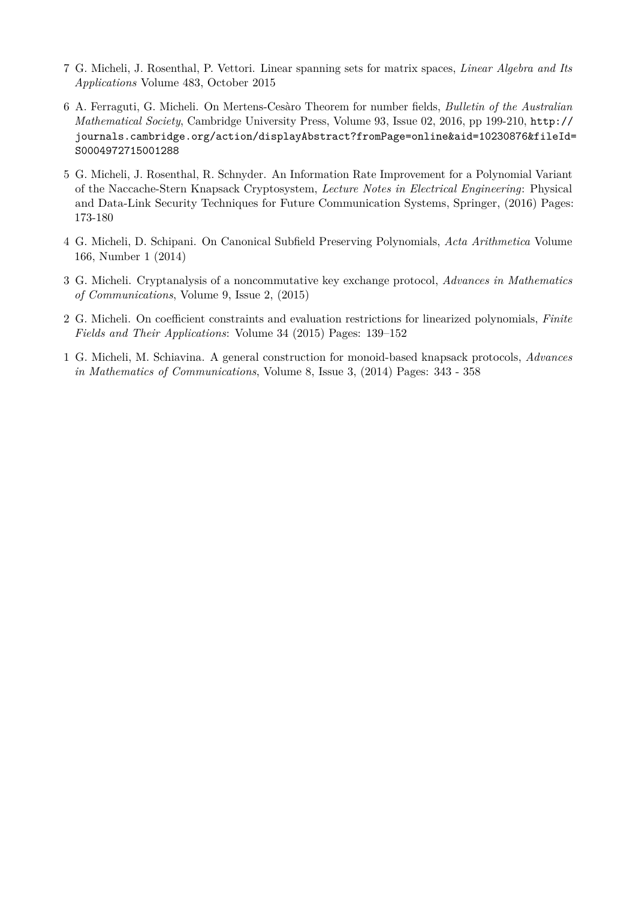7 G. Micheli, J. Rosenthal, P. Vettori. Linear spanning sets for matrix spaces, *Linear Algebra and Its Applications* Volume 483, October 2015

6 A. Ferraguti, G. Micheli. On Mertens-Cesàro Theorem for number fields, *Bulletin of the Australian Mathematical Society*, Cambridge University Press, Volume 93, Issue 02, 2016, pp 199-210, `http://journals.cambridge.org/action/displayAbstract?fromPage=online&aid=10230876&fileId=S0004972715001288`

5 G. Micheli, J. Rosenthal, R. Schnyder. An Information Rate Improvement for a Polynomial Variant of the Naccache-Stern Knapsack Cryptosystem, *Lecture Notes in Electrical Engineering*: Physical and Data-Link Security Techniques for Future Communication Systems, Springer, (2016) Pages: 173-180

4 G. Micheli, D. Schipani. On Canonical Subfield Preserving Polynomials, *Acta Arithmetica* Volume 166, Number 1 (2014)

3 G. Micheli. Cryptanalysis of a noncommutative key exchange protocol, *Advances in Mathematics of Communications*, Volume 9, Issue 2, (2015)

2 G. Micheli. On coefficient constraints and evaluation restrictions for linearized polynomials, *Finite Fields and Their Applications*: Volume 34 (2015) Pages: 139–152

1 G. Micheli, M. Schiavina. A general construction for monoid-based knapsack protocols, *Advances in Mathematics of Communications*, Volume 8, Issue 3, (2014) Pages: 343 - 358